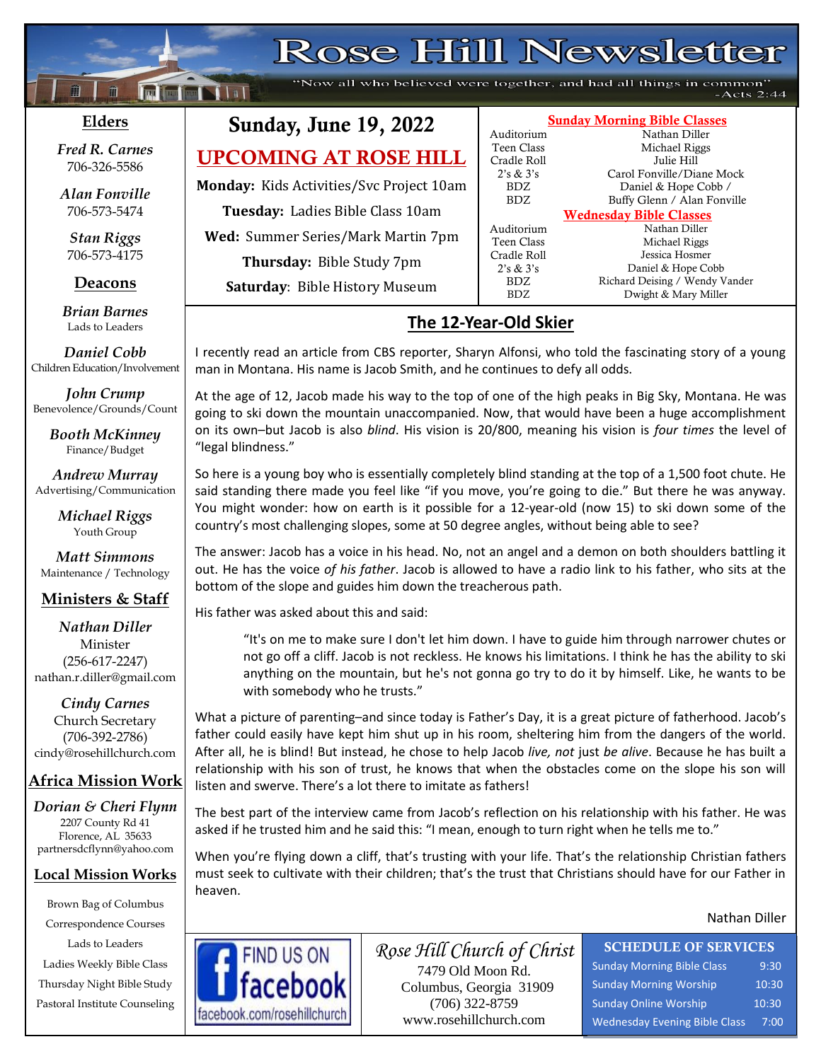# Rose Hill Newsletter

"Now all who believed were together, and had all things in common" -Acts 2:44

## Sunday, June 19, 2022

## UPCOMING AT ROSE HILL

**Monday:** Kids Activities/Svc Project 10am

**Tuesday:** Ladies Bible Class 10am

**Wed:** Summer Series/Mark Martin 7pm

**Thursday:** Bible Study 7pm

**Saturday**: Bible History Museum

### Sunday Morning Bible Classes

| | |
|---|---|
| Auditorium | Nathan Diller |
| Teen Class | Michael Riggs |
| Cradle Roll | Julie Hill |
| 2's & 3's | Carol Fonville/Diane Mock |
| BDZ | Daniel & Hope Cobb / |
| BDZ | Buffy Glenn / Alan Fonville |

### Wednesday Bible Classes

| | |
|---|---|
| Auditorium | Nathan Diller |
| Teen Class | Michael Riggs |
| Cradle Roll | Jessica Hosmer |
| 2's & 3's | Daniel & Hope Cobb |
| BDZ | Richard Deising / Wendy Vander |
| BDZ | Dwight & Mary Miller |

## The 12-Year-Old Skier

I recently read an article from CBS reporter, Sharyn Alfonsi, who told the fascinating story of a young man in Montana. His name is Jacob Smith, and he continues to defy all odds.

At the age of 12, Jacob made his way to the top of one of the high peaks in Big Sky, Montana. He was going to ski down the mountain unaccompanied. Now, that would have been a huge accomplishment on its own–but Jacob is also *blind*. His vision is 20/800, meaning his vision is *four times* the level of "legal blindness."

So here is a young boy who is essentially completely blind standing at the top of a 1,500 foot chute. He said standing there made you feel like "if you move, you're going to die." But there he was anyway. You might wonder: how on earth is it possible for a 12-year-old (now 15) to ski down some of the country's most challenging slopes, some at 50 degree angles, without being able to see?

The answer: Jacob has a voice in his head. No, not an angel and a demon on both shoulders battling it out. He has the voice *of his father*. Jacob is allowed to have a radio link to his father, who sits at the bottom of the slope and guides him down the treacherous path.

His father was asked about this and said:

> "It's on me to make sure I don't let him down. I have to guide him through narrower chutes or not go off a cliff. Jacob is not reckless. He knows his limitations. I think he has the ability to ski anything on the mountain, but he's not gonna go try to do it by himself. Like, he wants to be with somebody who he trusts."

What a picture of parenting–and since today is Father's Day, it is a great picture of fatherhood. Jacob's father could easily have kept him shut up in his room, sheltering him from the dangers of the world. After all, he is blind! But instead, he chose to help Jacob *live, not* just *be alive*. Because he has built a relationship with his son of trust, he knows that when the obstacles come on the slope his son will listen and swerve. There's a lot there to imitate as fathers!

The best part of the interview came from Jacob's reflection on his relationship with his father. He was asked if he trusted him and he said this: "I mean, enough to turn right when he tells me to."

When you're flying down a cliff, that's trusting with your life. That's the relationship Christian fathers must seek to cultivate with their children; that's the trust that Christians should have for our Father in heaven.

Nathan Diller

## Elders

*Fred R. Carnes*
706-326-5586

*Alan Fonville*
706-573-5474

*Stan Riggs*
706-573-4175

## Deacons

*Brian Barnes*
Lads to Leaders

*Daniel Cobb*
Children Education/Involvement

*John Crump*
Benevolence/Grounds/Count

*Booth McKinney*
Finance/Budget

*Andrew Murray*
Advertising/Communication

*Michael Riggs*
Youth Group

*Matt Simmons*
Maintenance / Technology

## Ministers & Staff

*Nathan Diller*
Minister
(256-617-2247)
nathan.r.diller@gmail.com

*Cindy Carnes*
Church Secretary
(706-392-2786)
cindy@rosehillchurch.com

## Africa Mission Work

*Dorian & Cheri Flynn*
2207 County Rd 41
Florence, AL 35633
partnersdcflynn@yahoo.com

## Local Mission Works

Brown Bag of Columbus
Correspondence Courses
Lads to Leaders
Ladies Weekly Bible Class
Thursday Night Bible Study
Pastoral Institute Counseling

FIND US ON facebook
facebook.com/rosehillchurch

*Rose Hill Church of Christ*
7479 Old Moon Rd.
Columbus, Georgia 31909
(706) 322-8759
www.rosehillchurch.com

### SCHEDULE OF SERVICES

| | |
|---|---|
| Sunday Morning Bible Class | 9:30 |
| Sunday Morning Worship | 10:30 |
| Sunday Online Worship | 10:30 |
| Wednesday Evening Bible Class | 7:00 |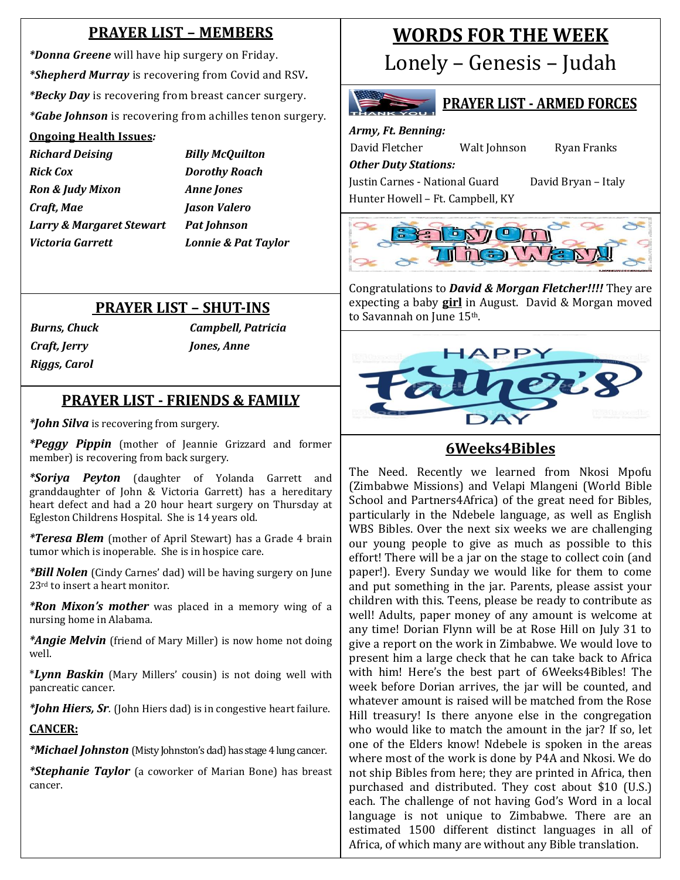## PRAYER LIST – MEMBERS

***Donna Greene*** will have hip surgery on Friday.

***Shepherd Murray*** is recovering from Covid and RSV**.**

***Becky Day*** is recovering from breast cancer surgery.

***Gabe Johnson*** is recovering from achilles tenon surgery.

**Ongoing Health Issues*:***

| | |
|---|---|
| ***Richard Deising*** | ***Billy McQuilton*** |
| ***Rick Cox*** | ***Dorothy Roach*** |
| ***Ron & Judy Mixon*** | ***Anne Jones*** |
| ***Craft, Mae*** | ***Jason Valero*** |
| ***Larry & Margaret Stewart*** | ***Pat Johnson*** |
| ***Victoria Garrett*** | ***Lonnie & Pat Taylor*** |

## PRAYER LIST – SHUT-INS

| | |
|---|---|
| ***Burns, Chuck*** | ***Campbell, Patricia*** |
| ***Craft, Jerry*** | ***Jones, Anne*** |
| ***Riggs, Carol*** | |

## PRAYER LIST - FRIENDS & FAMILY

***John Silva*** is recovering from surgery.

***Peggy Pippin*** (mother of Jeannie Grizzard and former member) is recovering from back surgery.

***Soriya Peyton*** (daughter of Yolanda Garrett and granddaughter of John & Victoria Garrett) has a hereditary heart defect and had a 20 hour heart surgery on Thursday at Egleston Childrens Hospital. She is 14 years old.

***Teresa Blem*** (mother of April Stewart) has a Grade 4 brain tumor which is inoperable. She is in hospice care.

***Bill Nolen*** (Cindy Carnes' dad) will be having surgery on June 23rd to insert a heart monitor.

***Ron Mixon's mother*** was placed in a memory wing of a nursing home in Alabama.

***Angie Melvin*** (friend of Mary Miller) is now home not doing well.

*_**Lynn Baskin**_ (Mary Millers' cousin) is not doing well with pancreatic cancer.

***John Hiers, Sr.*** (John Hiers dad) is in congestive heart failure.

**CANCER:**

***Michael Johnston*** (Misty Johnston's dad) has stage 4 lung cancer.

***Stephanie Taylor*** (a coworker of Marian Bone) has breast cancer.

# WORDS FOR THE WEEK

Lonely – Genesis – Judah

## PRAYER LIST - ARMED FORCES

***Army, Ft. Benning:***

David Fletcher  Walt Johnson  Ryan Franks

***Other Duty Stations:***

Justin Carnes - National Guard  David Bryan – Italy

Hunter Howell – Ft. Campbell, KY

Baby On The Way!

Congratulations to ***David & Morgan Fletcher!!!!*** They are expecting a baby **girl** in August. David & Morgan moved to Savannah on June 15th.

HAPPY Father's DAY

## 6Weeks4Bibles

The Need. Recently we learned from Nkosi Mpofu (Zimbabwe Missions) and Velapi Mlangeni (World Bible School and Partners4Africa) of the great need for Bibles, particularly in the Ndebele language, as well as English WBS Bibles. Over the next six weeks we are challenging our young people to give as much as possible to this effort! There will be a jar on the stage to collect coin (and paper!). Every Sunday we would like for them to come and put something in the jar. Parents, please assist your children with this. Teens, please be ready to contribute as well! Adults, paper money of any amount is welcome at any time! Dorian Flynn will be at Rose Hill on July 31 to give a report on the work in Zimbabwe. We would love to present him a large check that he can take back to Africa with him! Here's the best part of 6Weeks4Bibles! The week before Dorian arrives, the jar will be counted, and whatever amount is raised will be matched from the Rose Hill treasury! Is there anyone else in the congregation who would like to match the amount in the jar? If so, let one of the Elders know! Ndebele is spoken in the areas where most of the work is done by P4A and Nkosi. We do not ship Bibles from here; they are printed in Africa, then purchased and distributed. They cost about $10 (U.S.) each. The challenge of not having God's Word in a local language is not unique to Zimbabwe. There are an estimated 1500 different distinct languages in all of Africa, of which many are without any Bible translation.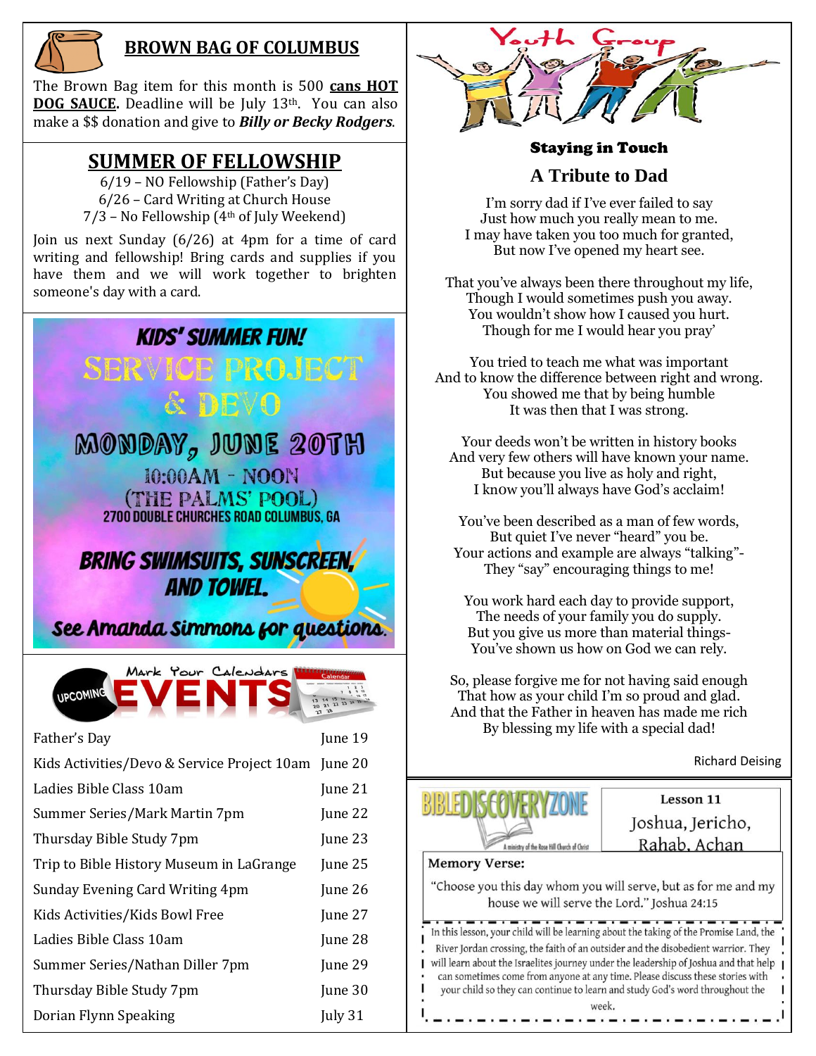## BROWN BAG OF COLUMBUS

The Brown Bag item for this month is 500 **cans HOT DOG SAUCE.** Deadline will be July 13th. You can also make a $$ donation and give to ***Billy or Becky Rodgers***.

## SUMMER OF FELLOWSHIP

6/19 – NO Fellowship (Father's Day)
6/26 – Card Writing at Church House
7/3 – No Fellowship (4th of July Weekend)

Join us next Sunday (6/26) at 4pm for a time of card writing and fellowship! Bring cards and supplies if you have them and we will work together to brighten someone's day with a card.

## KIDS' SUMMER FUN!

### SERVICE PROJECT & DEVO

**MONDAY, JUNE 20TH**
10:00AM - NOON
(THE PALMS' POOL)
2700 DOUBLE CHURCHES ROAD COLUMBUS, GA

**BRING SWIMSUITS, SUNSCREEN, AND TOWEL.**

See Amanda Simmons for questions.

## UPCOMING EVENTS – Mark Your Calendars

| Event | Date |
|---|---|
| Father's Day | June 19 |
| Kids Activities/Devo & Service Project 10am | June 20 |
| Ladies Bible Class 10am | June 21 |
| Summer Series/Mark Martin 7pm | June 22 |
| Thursday Bible Study 7pm | June 23 |
| Trip to Bible History Museum in LaGrange | June 25 |
| Sunday Evening Card Writing 4pm | June 26 |
| Kids Activities/Kids Bowl Free | June 27 |
| Ladies Bible Class 10am | June 28 |
| Summer Series/Nathan Diller 7pm | June 29 |
| Thursday Bible Study 7pm | June 30 |
| Dorian Flynn Speaking | July 31 |

## Youth Group

### Staying in Touch

### A Tribute to Dad

I'm sorry dad if I've ever failed to say
Just how much you really mean to me.
I may have taken you too much for granted,
But now I've opened my heart see.

That you've always been there throughout my life,
Though I would sometimes push you away.
You wouldn't show how I caused you hurt.
Though for me I would hear you pray'

You tried to teach me what was important
And to know the difference between right and wrong.
You showed me that by being humble
It was then that I was strong.

Your deeds won't be written in history books
And very few others will have known your name.
But because you live as holy and right,
I know you'll always have God's acclaim!

You've been described as a man of few words,
But quiet I've never "heard" you be.
Your actions and example are always "talking"-
They "say" encouraging things to me!

You work hard each day to provide support,
The needs of your family you do supply.
But you give us more than material things-
You've shown us how on God we can rely.

So, please forgive me for not having said enough
That how as your child I'm so proud and glad.
And that the Father in heaven has made me rich
By blessing my life with a special dad!

Richard Deising

## BIBLE DISCOVERY ZONE

A ministry of the Rose Hill Church of Christ

**Lesson 11**
Joshua, Jericho, Rahab, Achan

**Memory Verse:**

"Choose you this day whom you will serve, but as for me and my house we will serve the Lord." Joshua 24:15

In this lesson, your child will be learning about the taking of the Promise Land, the River Jordan crossing, the faith of an outsider and the disobedient warrior. They will learn about the Israelites journey under the leadership of Joshua and that help can sometimes come from anyone at any time. Please discuss these stories with your child so they can continue to learn and study God's word throughout the week.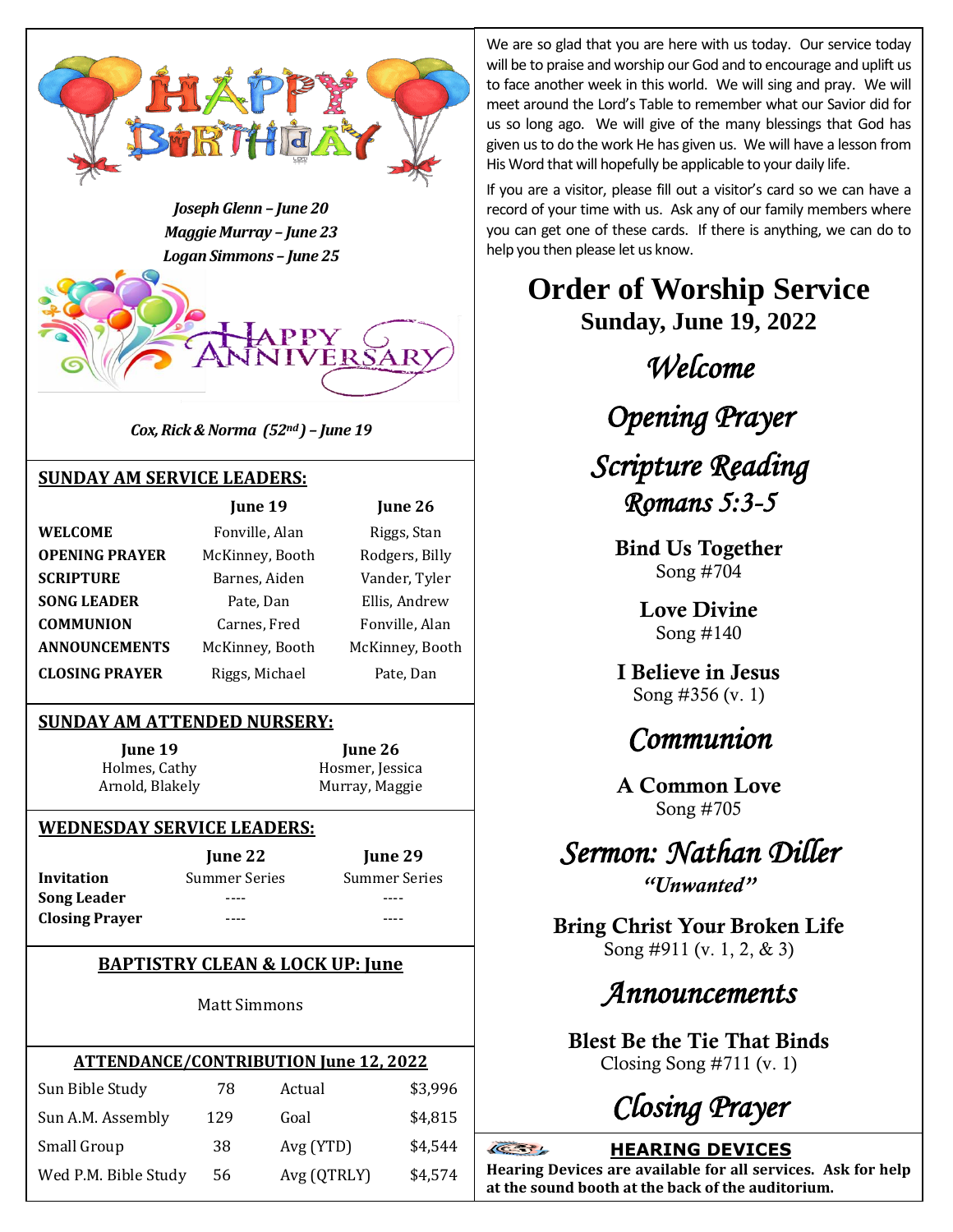# HAPPY BIRTHDAY

*Joseph Glenn – June 20*
*Maggie Murray – June 23*
*Logan Simmons – June 25*

# HAPPY ANNIVERSARY

*Cox, Rick & Norma (52nd) – June 19*

## SUNDAY AM SERVICE LEADERS:

| | June 19 | June 26 |
|---|---|---|
| **WELCOME** | Fonville, Alan | Riggs, Stan |
| **OPENING PRAYER** | McKinney, Booth | Rodgers, Billy |
| **SCRIPTURE** | Barnes, Aiden | Vander, Tyler |
| **SONG LEADER** | Pate, Dan | Ellis, Andrew |
| **COMMUNION** | Carnes, Fred | Fonville, Alan |
| **ANNOUNCEMENTS** | McKinney, Booth | McKinney, Booth |
| **CLOSING PRAYER** | Riggs, Michael | Pate, Dan |

## SUNDAY AM ATTENDED NURSERY:

| June 19 | June 26 |
|---|---|
| Holmes, Cathy | Hosmer, Jessica |
| Arnold, Blakely | Murray, Maggie |

## WEDNESDAY SERVICE LEADERS:

| | June 22 | June 29 |
|---|---|---|
| **Invitation** | Summer Series | Summer Series |
| **Song Leader** | ---- | ---- |
| **Closing Prayer** | ---- | ---- |

## BAPTISTRY CLEAN & LOCK UP: June

Matt Simmons

## ATTENDANCE/CONTRIBUTION June 12, 2022

| | | | |
|---|---|---|---|
| Sun Bible Study | 78 | Actual | $3,996 |
| Sun A.M. Assembly | 129 | Goal | $4,815 |
| Small Group | 38 | Avg (YTD) | $4,544 |
| Wed P.M. Bible Study | 56 | Avg (QTRLY) | $4,574 |

We are so glad that you are here with us today. Our service today will be to praise and worship our God and to encourage and uplift us to face another week in this world. We will sing and pray. We will meet around the Lord's Table to remember what our Savior did for us so long ago. We will give of the many blessings that God has given us to do the work He has given us. We will have a lesson from His Word that will hopefully be applicable to your daily life.

If you are a visitor, please fill out a visitor's card so we can have a record of your time with us. Ask any of our family members where you can get one of these cards. If there is anything, we can do to help you then please let us know.

# Order of Worship Service

## Sunday, June 19, 2022

*Welcome*

*Opening Prayer*

*Scripture Reading*
*Romans 5:3-5*

**Bind Us Together**
Song #704

**Love Divine**
Song #140

**I Believe in Jesus**
Song #356 (v. 1)

*Communion*

**A Common Love**
Song #705

*Sermon: Nathan Diller*
*"Unwanted"*

**Bring Christ Your Broken Life**
Song #911 (v. 1, 2, & 3)

*Announcements*

**Blest Be the Tie That Binds**
Closing Song #711 (v. 1)

*Closing Prayer*

## HEARING DEVICES

**Hearing Devices are available for all services. Ask for help at the sound booth at the back of the auditorium.**